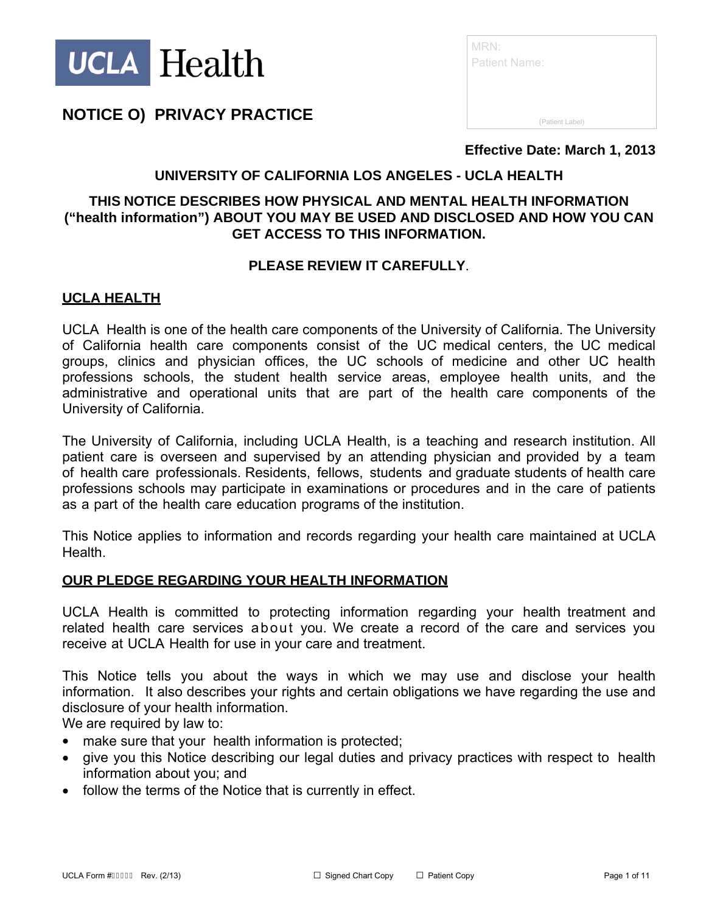UCLA Health

MRN:
Patient Name:

(Patient Label)

# NOTICE O) PRIVACY PRACTICE

**Effective Date: March 1, 2013**

**UNIVERSITY OF CALIFORNIA LOS ANGELES - UCLA HEALTH**

**THIS NOTICE DESCRIBES HOW PHYSICAL AND MENTAL HEALTH INFORMATION ("health information") ABOUT YOU MAY BE USED AND DISCLOSED AND HOW YOU CAN GET ACCESS TO THIS INFORMATION.**

**PLEASE REVIEW IT CAREFULLY**.

## UCLA HEALTH

UCLA Health is one of the health care components of the University of California. The University of California health care components consist of the UC medical centers, the UC medical groups, clinics and physician offices, the UC schools of medicine and other UC health professions schools, the student health service areas, employee health units, and the administrative and operational units that are part of the health care components of the University of California.

The University of California, including UCLA Health, is a teaching and research institution. All patient care is overseen and supervised by an attending physician and provided by a team of health care professionals. Residents, fellows, students and graduate students of health care professions schools may participate in examinations or procedures and in the care of patients as a part of the health care education programs of the institution.

This Notice applies to information and records regarding your health care maintained at UCLA Health.

## OUR PLEDGE REGARDING YOUR HEALTH INFORMATION

UCLA Health is committed to protecting information regarding your health treatment and related health care services about you. We create a record of the care and services you receive at UCLA Health for use in your care and treatment.

This Notice tells you about the ways in which we may use and disclose your health information. It also describes your rights and certain obligations we have regarding the use and disclosure of your health information.

We are required by law to:

- make sure that your health information is protected;
- give you this Notice describing our legal duties and privacy practices with respect to health information about you; and
- follow the terms of the Notice that is currently in effect.

UCLA Form # Rev. (2/13) ☐ Signed Chart Copy ☐ Patient Copy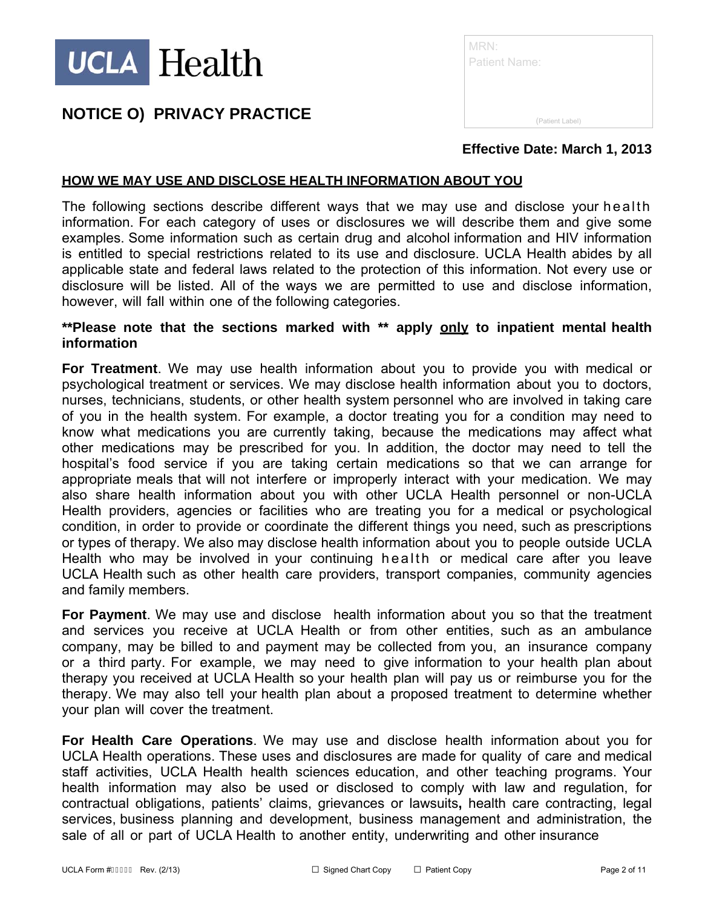UCLA Health

# NOTICE O) PRIVACY PRACTICE

| MRN: |
| --- |
| Patient Name: |
| (Patient Label) |

**Effective Date: March 1, 2013**

## HOW WE MAY USE AND DISCLOSE HEALTH INFORMATION ABOUT YOU

The following sections describe different ways that we may use and disclose your health information. For each category of uses or disclosures we will describe them and give some examples. Some information such as certain drug and alcohol information and HIV information is entitled to special restrictions related to its use and disclosure. UCLA Health abides by all applicable state and federal laws related to the protection of this information. Not every use or disclosure will be listed. All of the ways we are permitted to use and disclose information, however, will fall within one of the following categories.

**\*\*Please note that the sections marked with \*\* apply only to inpatient mental health information**

**For Treatment**. We may use health information about you to provide you with medical or psychological treatment or services. We may disclose health information about you to doctors, nurses, technicians, students, or other health system personnel who are involved in taking care of you in the health system. For example, a doctor treating you for a condition may need to know what medications you are currently taking, because the medications may affect what other medications may be prescribed for you. In addition, the doctor may need to tell the hospital's food service if you are taking certain medications so that we can arrange for appropriate meals that will not interfere or improperly interact with your medication. We may also share health information about you with other UCLA Health personnel or non-UCLA Health providers, agencies or facilities who are treating you for a medical or psychological condition, in order to provide or coordinate the different things you need, such as prescriptions or types of therapy. We also may disclose health information about you to people outside UCLA Health who may be involved in your continuing health or medical care after you leave UCLA Health such as other health care providers, transport companies, community agencies and family members.

**For Payment**. We may use and disclose health information about you so that the treatment and services you receive at UCLA Health or from other entities, such as an ambulance company, may be billed to and payment may be collected from you, an insurance company or a third party. For example, we may need to give information to your health plan about therapy you received at UCLA Health so your health plan will pay us or reimburse you for the therapy. We may also tell your health plan about a proposed treatment to determine whether your plan will cover the treatment.

**For Health Care Operations**. We may use and disclose health information about you for UCLA Health operations. These uses and disclosures are made for quality of care and medical staff activities, UCLA Health health sciences education, and other teaching programs. Your health information may also be used or disclosed to comply with law and regulation, for contractual obligations, patients' claims, grievances or lawsuits**,** health care contracting, legal services, business planning and development, business management and administration, the sale of all or part of UCLA Health to another entity, underwriting and other insurance

UCLA Form # Rev. (2/13) ☐ Signed Chart Copy ☐ Patient Copy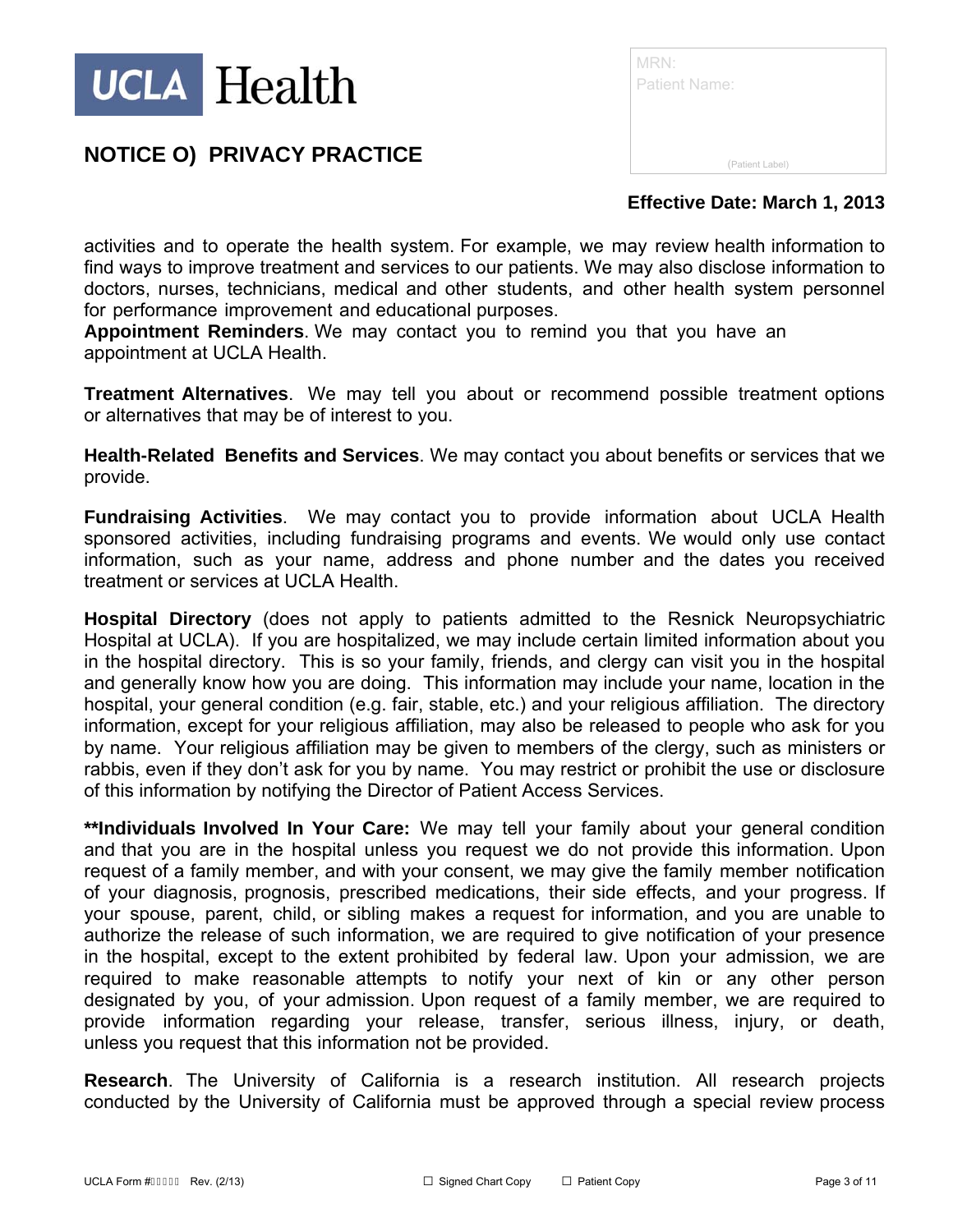activities and to operate the health system. For example, we may review health information to find ways to improve treatment and services to our patients. We may also disclose information to doctors, nurses, technicians, medical and other students, and other health system personnel for performance improvement and educational purposes.

**Appointment Reminders**. We may contact you to remind you that you have an appointment at UCLA Health.

**Treatment Alternatives**. We may tell you about or recommend possible treatment options or alternatives that may be of interest to you.

**Health-Related Benefits and Services**. We may contact you about benefits or services that we provide.

**Fundraising Activities**. We may contact you to provide information about UCLA Health sponsored activities, including fundraising programs and events. We would only use contact information, such as your name, address and phone number and the dates you received treatment or services at UCLA Health.

**Hospital Directory** (does not apply to patients admitted to the Resnick Neuropsychiatric Hospital at UCLA). If you are hospitalized, we may include certain limited information about you in the hospital directory. This is so your family, friends, and clergy can visit you in the hospital and generally know how you are doing. This information may include your name, location in the hospital, your general condition (e.g. fair, stable, etc.) and your religious affiliation. The directory information, except for your religious affiliation, may also be released to people who ask for you by name. Your religious affiliation may be given to members of the clergy, such as ministers or rabbis, even if they don't ask for you by name. You may restrict or prohibit the use or disclosure of this information by notifying the Director of Patient Access Services.

****Individuals Involved In Your Care:** We may tell your family about your general condition and that you are in the hospital unless you request we do not provide this information. Upon request of a family member, and with your consent, we may give the family member notification of your diagnosis, prognosis, prescribed medications, their side effects, and your progress. If your spouse, parent, child, or sibling makes a request for information, and you are unable to authorize the release of such information, we are required to give notification of your presence in the hospital, except to the extent prohibited by federal law. Upon your admission, we are required to make reasonable attempts to notify your next of kin or any other person designated by you, of your admission. Upon request of a family member, we are required to provide information regarding your release, transfer, serious illness, injury, or death, unless you request that this information not be provided.

**Research**. The University of California is a research institution. All research projects conducted by the University of California must be approved through a special review process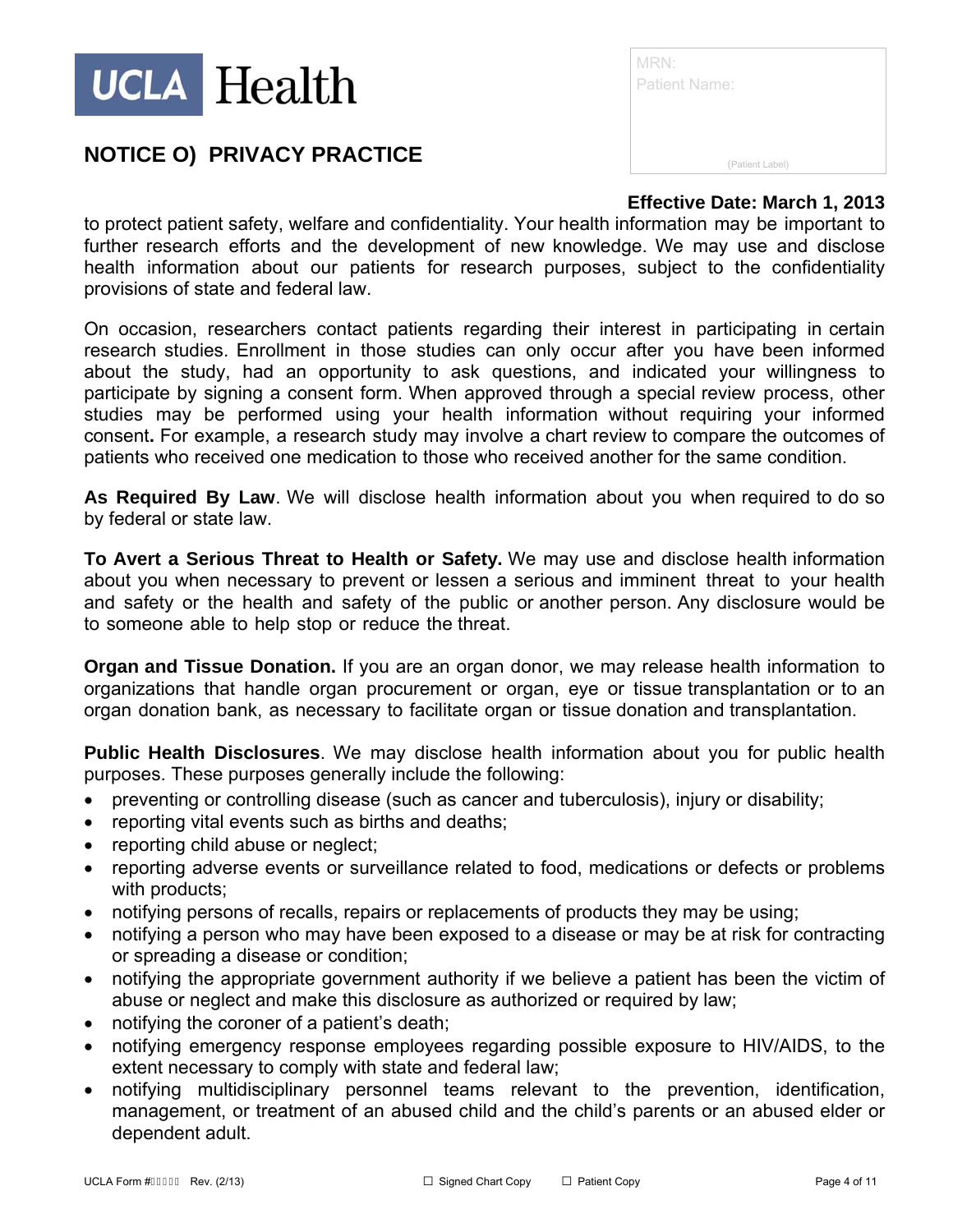to protect patient safety, welfare and confidentiality. Your health information may be important to further research efforts and the development of new knowledge. We may use and disclose health information about our patients for research purposes, subject to the confidentiality provisions of state and federal law.

On occasion, researchers contact patients regarding their interest in participating in certain research studies. Enrollment in those studies can only occur after you have been informed about the study, had an opportunity to ask questions, and indicated your willingness to participate by signing a consent form. When approved through a special review process, other studies may be performed using your health information without requiring your informed consent**.** For example, a research study may involve a chart review to compare the outcomes of patients who received one medication to those who received another for the same condition.

**As Required By Law**. We will disclose health information about you when required to do so by federal or state law.

**To Avert a Serious Threat to Health or Safety.** We may use and disclose health information about you when necessary to prevent or lessen a serious and imminent threat to your health and safety or the health and safety of the public or another person. Any disclosure would be to someone able to help stop or reduce the threat.

**Organ and Tissue Donation.** If you are an organ donor, we may release health information to organizations that handle organ procurement or organ, eye or tissue transplantation or to an organ donation bank, as necessary to facilitate organ or tissue donation and transplantation.

**Public Health Disclosures**. We may disclose health information about you for public health purposes. These purposes generally include the following:

- preventing or controlling disease (such as cancer and tuberculosis), injury or disability;
- reporting vital events such as births and deaths;
- reporting child abuse or neglect;
- reporting adverse events or surveillance related to food, medications or defects or problems with products;
- notifying persons of recalls, repairs or replacements of products they may be using;
- notifying a person who may have been exposed to a disease or may be at risk for contracting or spreading a disease or condition;
- notifying the appropriate government authority if we believe a patient has been the victim of abuse or neglect and make this disclosure as authorized or required by law;
- notifying the coroner of a patient's death;
- notifying emergency response employees regarding possible exposure to HIV/AIDS, to the extent necessary to comply with state and federal law;
- notifying multidisciplinary personnel teams relevant to the prevention, identification, management, or treatment of an abused child and the child's parents or an abused elder or dependent adult.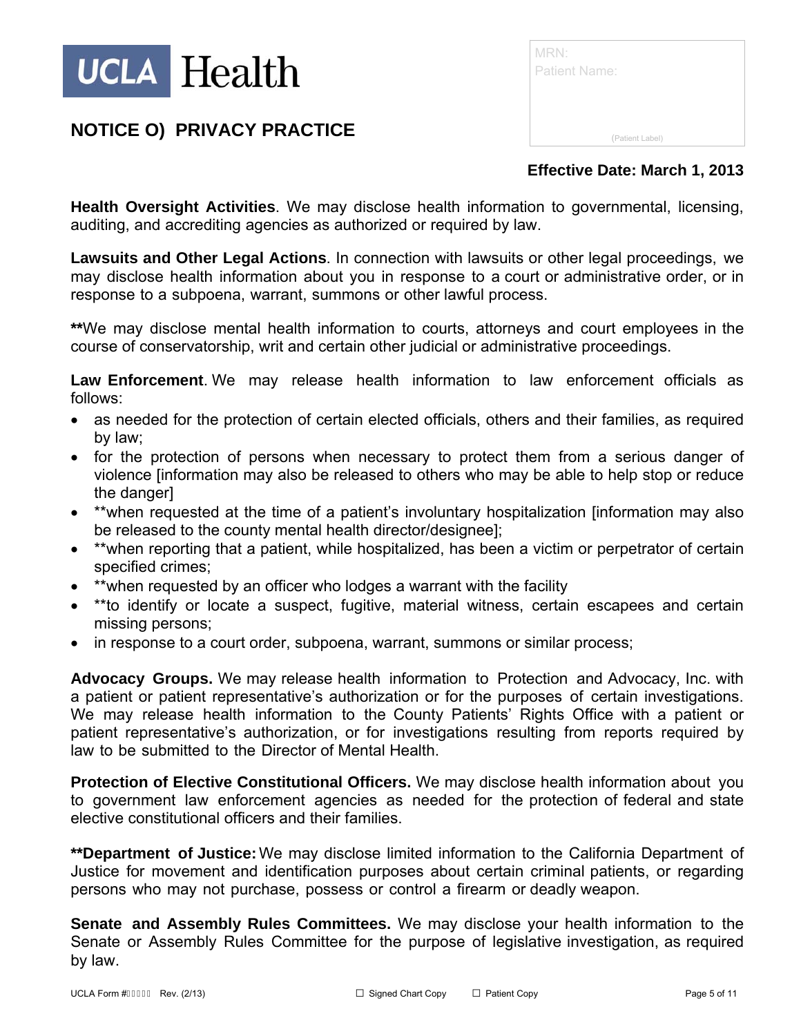Health Oversight Activities. We may disclose health information to governmental, licensing, auditing, and accrediting agencies as authorized or required by law.

**Lawsuits and Other Legal Actions**. In connection with lawsuits or other legal proceedings, we may disclose health information about you in response to a court or administrative order, or in response to a subpoena, warrant, summons or other lawful process.

**We may disclose mental health information to courts, attorneys and court employees in the course of conservatorship, writ and certain other judicial or administrative proceedings.

**Law Enforcement**. We may release health information to law enforcement officials as follows:

- as needed for the protection of certain elected officials, others and their families, as required by law;
- for the protection of persons when necessary to protect them from a serious danger of violence [information may also be released to others who may be able to help stop or reduce the danger]
- **when requested at the time of a patient's involuntary hospitalization [information may also be released to the county mental health director/designee];
- **when reporting that a patient, while hospitalized, has been a victim or perpetrator of certain specified crimes;
- **when requested by an officer who lodges a warrant with the facility
- **to identify or locate a suspect, fugitive, material witness, certain escapees and certain missing persons;
- in response to a court order, subpoena, warrant, summons or similar process;

**Advocacy Groups.** We may release health information to Protection and Advocacy, Inc. with a patient or patient representative's authorization or for the purposes of certain investigations. We may release health information to the County Patients' Rights Office with a patient or patient representative's authorization, or for investigations resulting from reports required by law to be submitted to the Director of Mental Health.

**Protection of Elective Constitutional Officers.** We may disclose health information about you to government law enforcement agencies as needed for the protection of federal and state elective constitutional officers and their families.

****Department of Justice:** We may disclose limited information to the California Department of Justice for movement and identification purposes about certain criminal patients, or regarding persons who may not purchase, possess or control a firearm or deadly weapon.

**Senate and Assembly Rules Committees.** We may disclose your health information to the Senate or Assembly Rules Committee for the purpose of legislative investigation, as required by law.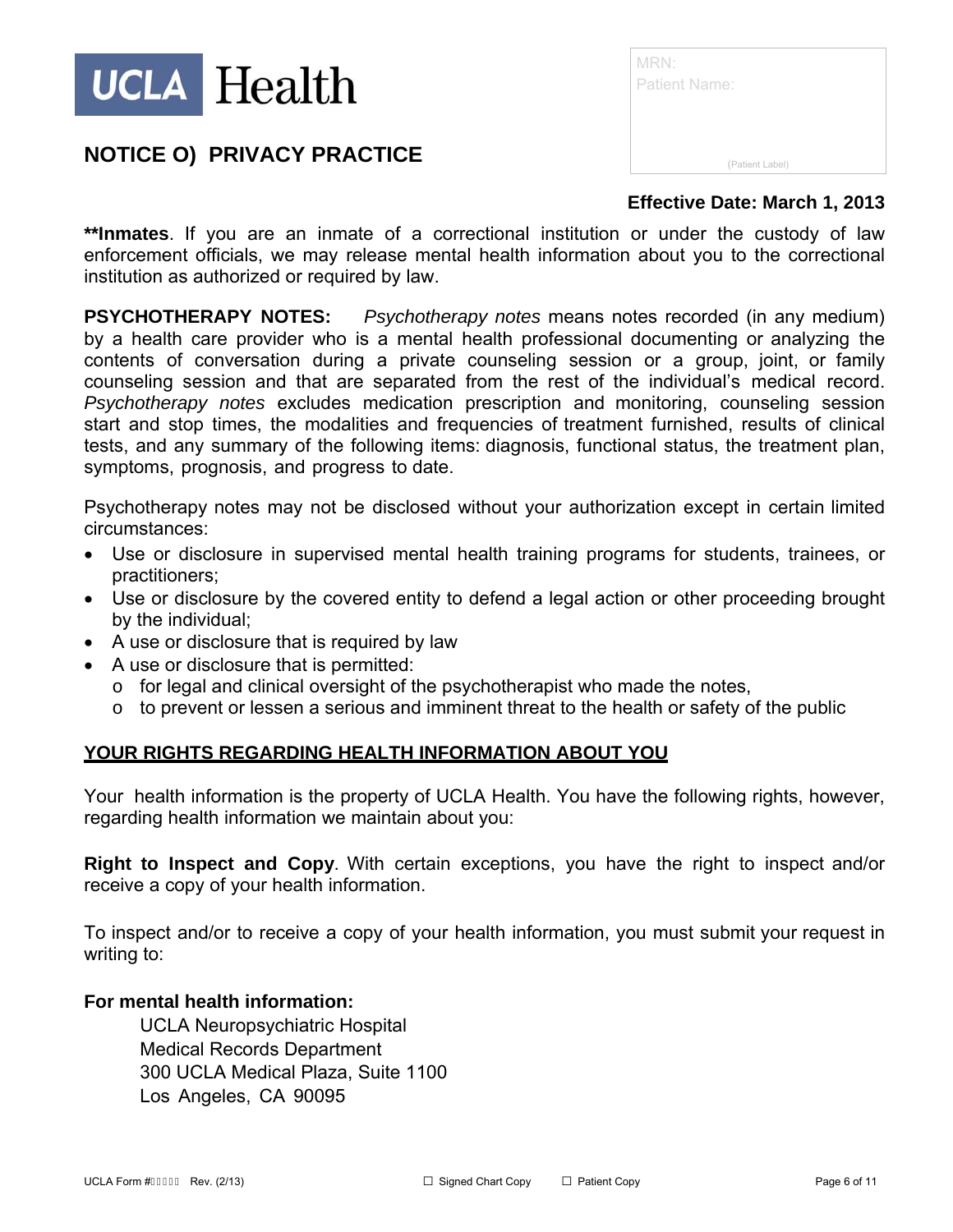# NOTICE O) PRIVACY PRACTICE

MRN:
Patient Name:

(Patient Label)

**Effective Date: March 1, 2013**

**\*\*Inmates**. If you are an inmate of a correctional institution or under the custody of law enforcement officials, we may release mental health information about you to the correctional institution as authorized or required by law.

**PSYCHOTHERAPY NOTES:** *Psychotherapy notes* means notes recorded (in any medium) by a health care provider who is a mental health professional documenting or analyzing the contents of conversation during a private counseling session or a group, joint, or family counseling session and that are separated from the rest of the individual's medical record. *Psychotherapy notes* excludes medication prescription and monitoring, counseling session start and stop times, the modalities and frequencies of treatment furnished, results of clinical tests, and any summary of the following items: diagnosis, functional status, the treatment plan, symptoms, prognosis, and progress to date.

Psychotherapy notes may not be disclosed without your authorization except in certain limited circumstances:

- Use or disclosure in supervised mental health training programs for students, trainees, or practitioners;
- Use or disclosure by the covered entity to defend a legal action or other proceeding brought by the individual;
- A use or disclosure that is required by law
- A use or disclosure that is permitted:
  - for legal and clinical oversight of the psychotherapist who made the notes,
  - to prevent or lessen a serious and imminent threat to the health or safety of the public

## YOUR RIGHTS REGARDING HEALTH INFORMATION ABOUT YOU

Your health information is the property of UCLA Health. You have the following rights, however, regarding health information we maintain about you:

**Right to Inspect and Copy**. With certain exceptions, you have the right to inspect and/or receive a copy of your health information.

To inspect and/or to receive a copy of your health information, you must submit your request in writing to:

**For mental health information:**

UCLA Neuropsychiatric Hospital
Medical Records Department
300 UCLA Medical Plaza, Suite 1100
Los Angeles, CA 90095

UCLA Form # Rev. (2/13) ☐ Signed Chart Copy ☐ Patient Copy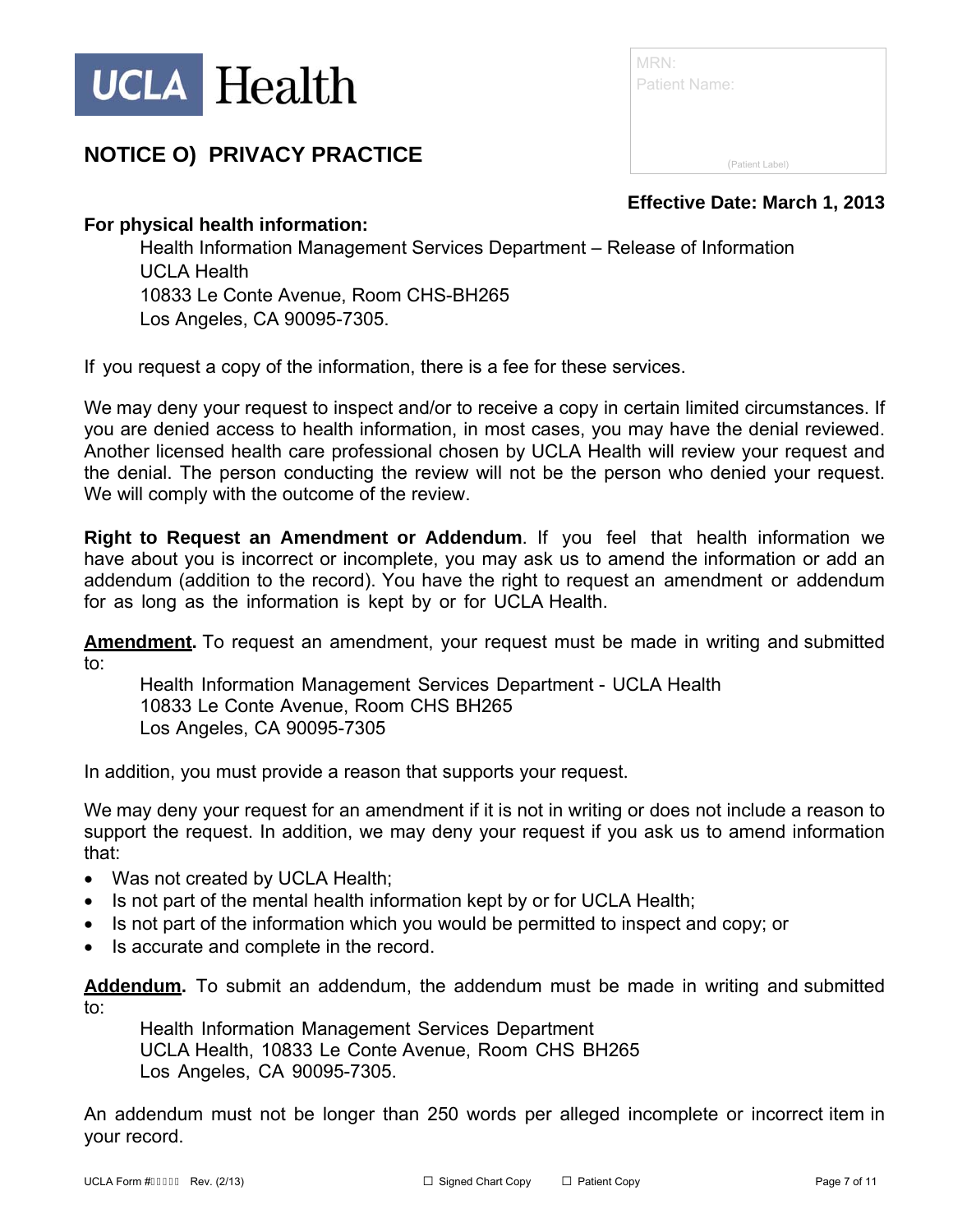# UCLA Health

## NOTICE O) PRIVACY PRACTICE

MRN:
Patient Name:

(Patient Label)

**Effective Date: March 1, 2013**

**For physical health information:**

Health Information Management Services Department – Release of Information
UCLA Health
10833 Le Conte Avenue, Room CHS-BH265
Los Angeles, CA 90095-7305.

If you request a copy of the information, there is a fee for these services.

We may deny your request to inspect and/or to receive a copy in certain limited circumstances. If you are denied access to health information, in most cases, you may have the denial reviewed. Another licensed health care professional chosen by UCLA Health will review your request and the denial. The person conducting the review will not be the person who denied your request. We will comply with the outcome of the review.

**Right to Request an Amendment or Addendum**. If you feel that health information we have about you is incorrect or incomplete, you may ask us to amend the information or add an addendum (addition to the record). You have the right to request an amendment or addendum for as long as the information is kept by or for UCLA Health.

**Amendment.** To request an amendment, your request must be made in writing and submitted to:

Health Information Management Services Department - UCLA Health
10833 Le Conte Avenue, Room CHS BH265
Los Angeles, CA 90095-7305

In addition, you must provide a reason that supports your request.

We may deny your request for an amendment if it is not in writing or does not include a reason to support the request. In addition, we may deny your request if you ask us to amend information that:

- Was not created by UCLA Health;
- Is not part of the mental health information kept by or for UCLA Health;
- Is not part of the information which you would be permitted to inspect and copy; or
- Is accurate and complete in the record.

**Addendum.** To submit an addendum, the addendum must be made in writing and submitted to:

Health Information Management Services Department
UCLA Health, 10833 Le Conte Avenue, Room CHS BH265
Los Angeles, CA 90095-7305.

An addendum must not be longer than 250 words per alleged incomplete or incorrect item in your record.

UCLA Form # Rev. (2/13) ☐ Signed Chart Copy ☐ Patient Copy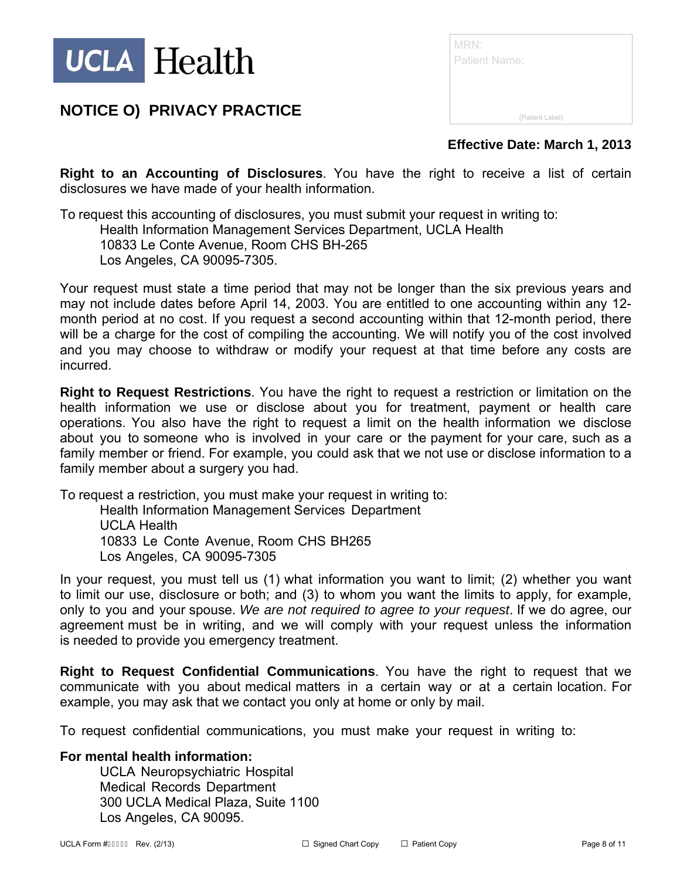# NOTICE O) PRIVACY PRACTICE

MRN:
Patient Name:

(Patient Label)

**Effective Date: March 1, 2013**

**Right to an Accounting of Disclosures**. You have the right to receive a list of certain disclosures we have made of your health information.

To request this accounting of disclosures, you must submit your request in writing to:

Health Information Management Services Department, UCLA Health
10833 Le Conte Avenue, Room CHS BH-265
Los Angeles, CA 90095-7305.

Your request must state a time period that may not be longer than the six previous years and may not include dates before April 14, 2003. You are entitled to one accounting within any 12-month period at no cost. If you request a second accounting within that 12-month period, there will be a charge for the cost of compiling the accounting. We will notify you of the cost involved and you may choose to withdraw or modify your request at that time before any costs are incurred.

**Right to Request Restrictions**. You have the right to request a restriction or limitation on the health information we use or disclose about you for treatment, payment or health care operations. You also have the right to request a limit on the health information we disclose about you to someone who is involved in your care or the payment for your care, such as a family member or friend. For example, you could ask that we not use or disclose information to a family member about a surgery you had.

To request a restriction, you must make your request in writing to:

Health Information Management Services Department
UCLA Health
10833 Le Conte Avenue, Room CHS BH265
Los Angeles, CA 90095-7305

In your request, you must tell us (1) what information you want to limit; (2) whether you want to limit our use, disclosure or both; and (3) to whom you want the limits to apply, for example, only to you and your spouse. *We are not required to agree to your request*. If we do agree, our agreement must be in writing, and we will comply with your request unless the information is needed to provide you emergency treatment.

**Right to Request Confidential Communications**. You have the right to request that we communicate with you about medical matters in a certain way or at a certain location. For example, you may ask that we contact you only at home or only by mail.

To request confidential communications, you must make your request in writing to:

**For mental health information:**

UCLA Neuropsychiatric Hospital
Medical Records Department
300 UCLA Medical Plaza, Suite 1100
Los Angeles, CA 90095.

UCLA Form # Rev. (2/13) ☐ Signed Chart Copy ☐ Patient Copy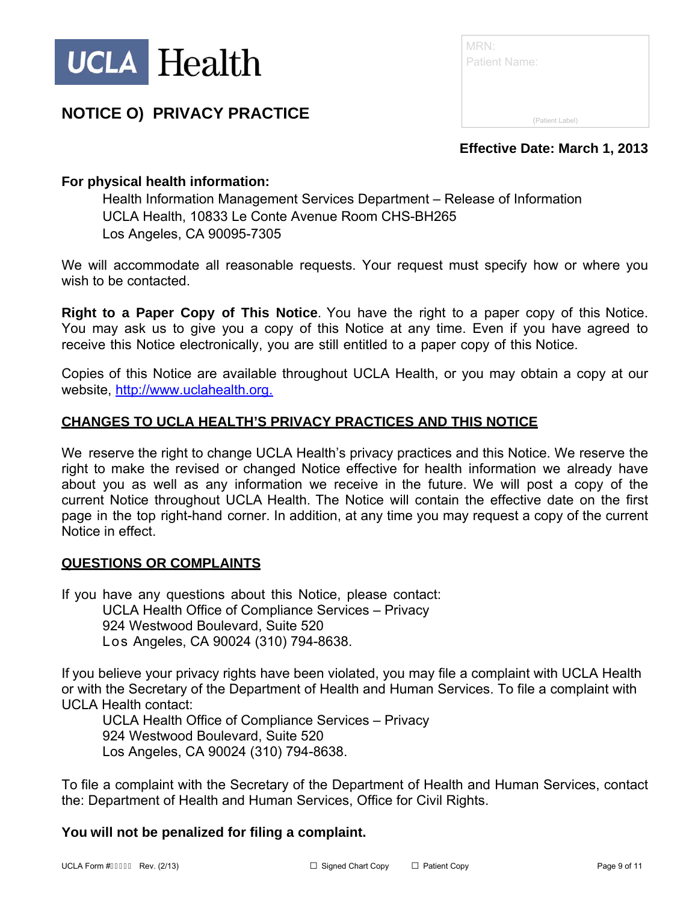NOTICE O) PRIVACY PRACTICE

MRN:
Patient Name:

(Patient Label)

**Effective Date: March 1, 2013**

**For physical health information:**

Health Information Management Services Department – Release of Information
UCLA Health, 10833 Le Conte Avenue Room CHS-BH265
Los Angeles, CA 90095-7305

We will accommodate all reasonable requests. Your request must specify how or where you wish to be contacted.

**Right to a Paper Copy of This Notice**. You have the right to a paper copy of this Notice. You may ask us to give you a copy of this Notice at any time. Even if you have agreed to receive this Notice electronically, you are still entitled to a paper copy of this Notice.

Copies of this Notice are available throughout UCLA Health, or you may obtain a copy at our website, [http://www.uclahealth.org.](http://www.uclahealth.org)

## CHANGES TO UCLA HEALTH'S PRIVACY PRACTICES AND THIS NOTICE

We reserve the right to change UCLA Health's privacy practices and this Notice. We reserve the right to make the revised or changed Notice effective for health information we already have about you as well as any information we receive in the future. We will post a copy of the current Notice throughout UCLA Health. The Notice will contain the effective date on the first page in the top right-hand corner. In addition, at any time you may request a copy of the current Notice in effect.

## QUESTIONS OR COMPLAINTS

If you have any questions about this Notice, please contact:

UCLA Health Office of Compliance Services – Privacy
924 Westwood Boulevard, Suite 520
Los Angeles, CA 90024 (310) 794-8638.

If you believe your privacy rights have been violated, you may file a complaint with UCLA Health or with the Secretary of the Department of Health and Human Services. To file a complaint with UCLA Health contact:

UCLA Health Office of Compliance Services – Privacy
924 Westwood Boulevard, Suite 520
Los Angeles, CA 90024 (310) 794-8638.

To file a complaint with the Secretary of the Department of Health and Human Services, contact the: Department of Health and Human Services, Office for Civil Rights.

**You will not be penalized for filing a complaint.**

UCLA Form # Rev. (2/13) ☐ Signed Chart Copy ☐ Patient Copy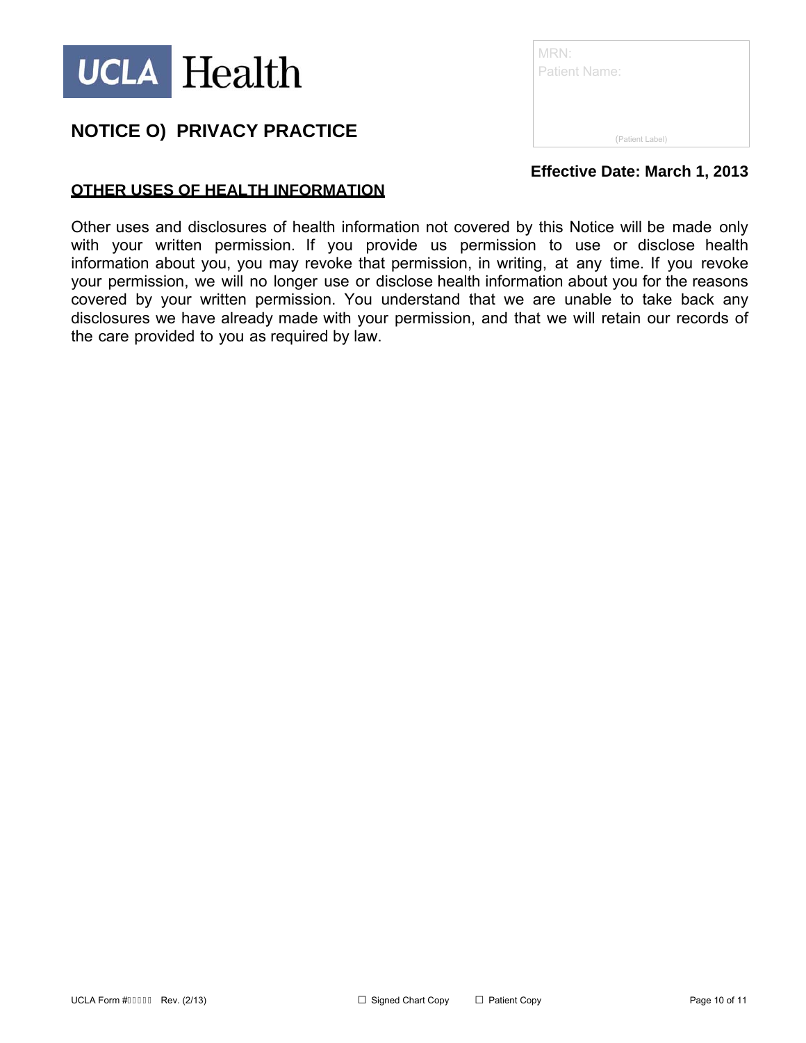UCLA Health

# NOTICE O)  PRIVACY PRACTICE

MRN:
Patient Name:

(Patient Label)

**Effective Date: March 1, 2013**

## OTHER USES OF HEALTH INFORMATION

Other uses and disclosures of health information not covered by this Notice will be made only with your written permission. If you provide us permission to use or disclose health information about you, you may revoke that permission, in writing, at any time. If you revoke your permission, we will no longer use or disclose health information about you for the reasons covered by your written permission. You understand that we are unable to take back any disclosures we have already made with your permission, and that we will retain our records of the care provided to you as required by law.

UCLA Form # Rev. (2/13) ☐ Signed Chart Copy ☐ Patient Copy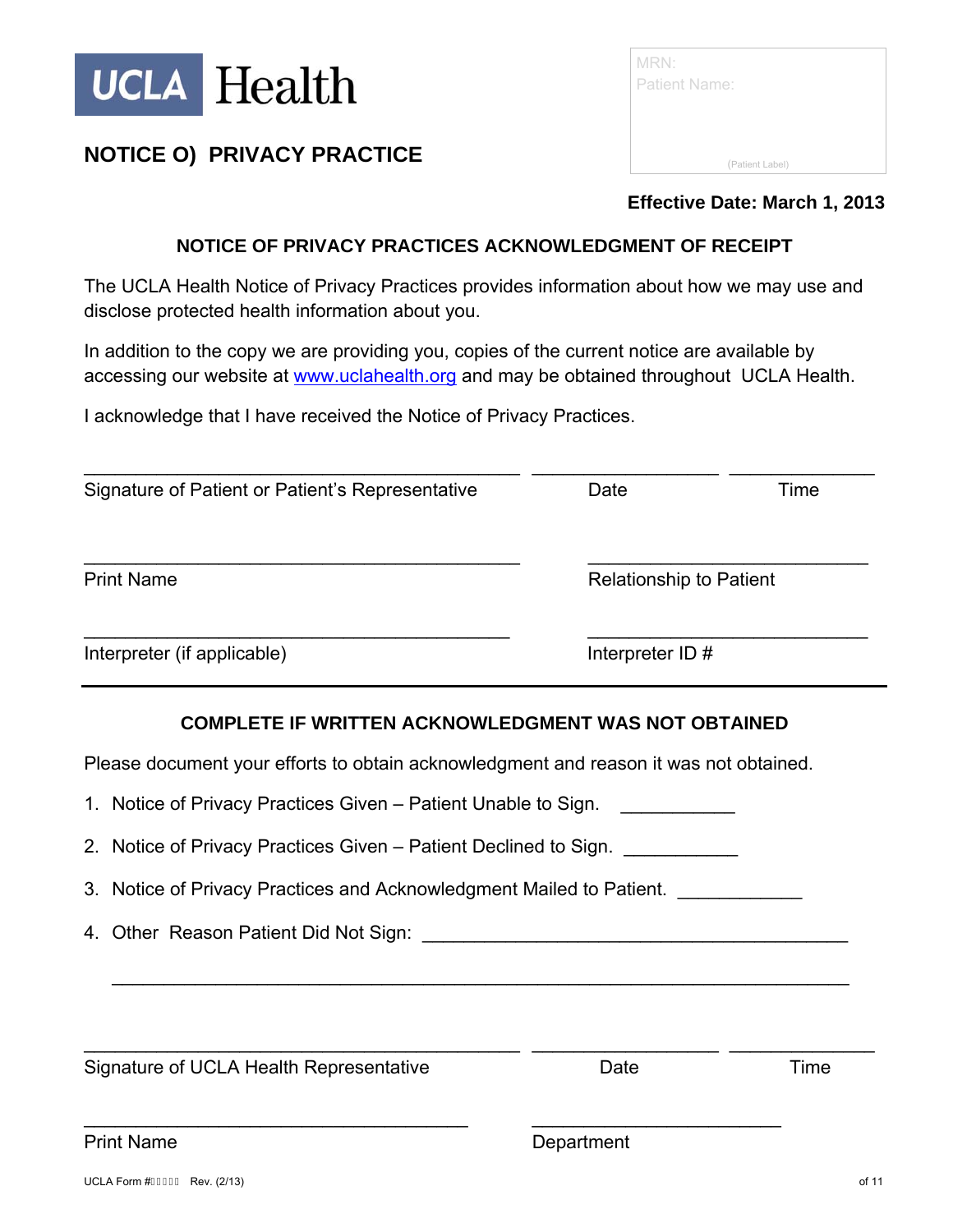UCLA Health

## NOTICE O) PRIVACY PRACTICE

MRN:
Patient Name:

(Patient Label)

**Effective Date: March 1, 2013**

### NOTICE OF PRIVACY PRACTICES ACKNOWLEDGMENT OF RECEIPT

The UCLA Health Notice of Privacy Practices provides information about how we may use and disclose protected health information about you.

In addition to the copy we are providing you, copies of the current notice are available by accessing our website at www.uclahealth.org and may be obtained throughout UCLA Health.

I acknowledge that I have received the Notice of Privacy Practices.

\_\_\_\_\_\_\_\_\_\_\_\_\_\_\_\_\_\_\_\_\_\_\_\_\_\_\_\_\_\_\_\_\_\_\_\_\_\_\_\_\_\_ \_\_\_\_\_\_\_\_\_\_\_\_\_\_\_\_\_\_ \_\_\_\_\_\_\_\_\_\_\_\_\_\_
Signature of Patient or Patient's Representative Date Time

\_\_\_\_\_\_\_\_\_\_\_\_\_\_\_\_\_\_\_\_\_\_\_\_\_\_\_\_\_\_\_\_\_\_\_\_\_\_\_\_\_\_ \_\_\_\_\_\_\_\_\_\_\_\_\_\_\_\_\_\_\_\_\_\_\_\_\_\_\_
Print Name Relationship to Patient

\_\_\_\_\_\_\_\_\_\_\_\_\_\_\_\_\_\_\_\_\_\_\_\_\_\_\_\_\_\_\_\_\_\_\_\_\_\_\_\_\_ \_\_\_\_\_\_\_\_\_\_\_\_\_\_\_\_\_\_\_\_\_\_\_\_\_\_\_
Interpreter (if applicable) Interpreter ID #

---

### COMPLETE IF WRITTEN ACKNOWLEDGMENT WAS NOT OBTAINED

Please document your efforts to obtain acknowledgment and reason it was not obtained.

1. Notice of Privacy Practices Given – Patient Unable to Sign. \_\_\_\_\_\_\_\_\_\_\_
2. Notice of Privacy Practices Given – Patient Declined to Sign. \_\_\_\_\_\_\_\_\_\_\_
3. Notice of Privacy Practices and Acknowledgment Mailed to Patient. \_\_\_\_\_\_\_\_\_\_\_\_
4. Other Reason Patient Did Not Sign: \_\_\_\_\_\_\_\_\_\_\_\_\_\_\_\_\_\_\_\_\_\_\_\_\_\_\_\_\_\_\_\_\_\_\_\_\_\_\_\_\_

   \_\_\_\_\_\_\_\_\_\_\_\_\_\_\_\_\_\_\_\_\_\_\_\_\_\_\_\_\_\_\_\_\_\_\_\_\_\_\_\_\_\_\_\_\_\_\_\_\_\_\_\_\_\_\_\_\_\_\_\_\_\_\_\_\_\_\_\_\_

\_\_\_\_\_\_\_\_\_\_\_\_\_\_\_\_\_\_\_\_\_\_\_\_\_\_\_\_\_\_\_\_\_\_\_\_\_\_\_\_\_\_ \_\_\_\_\_\_\_\_\_\_\_\_\_\_\_\_\_\_ \_\_\_\_\_\_\_\_\_\_\_\_\_\_
Signature of UCLA Health Representative Date Time

\_\_\_\_\_\_\_\_\_\_\_\_\_\_\_\_\_\_\_\_\_\_\_\_\_\_\_\_\_\_\_\_\_\_\_\_\_ \_\_\_\_\_\_\_\_\_\_\_\_\_\_\_\_\_\_\_\_\_\_\_\_
Print Name Department

UCLA Form # Rev. (2/13)